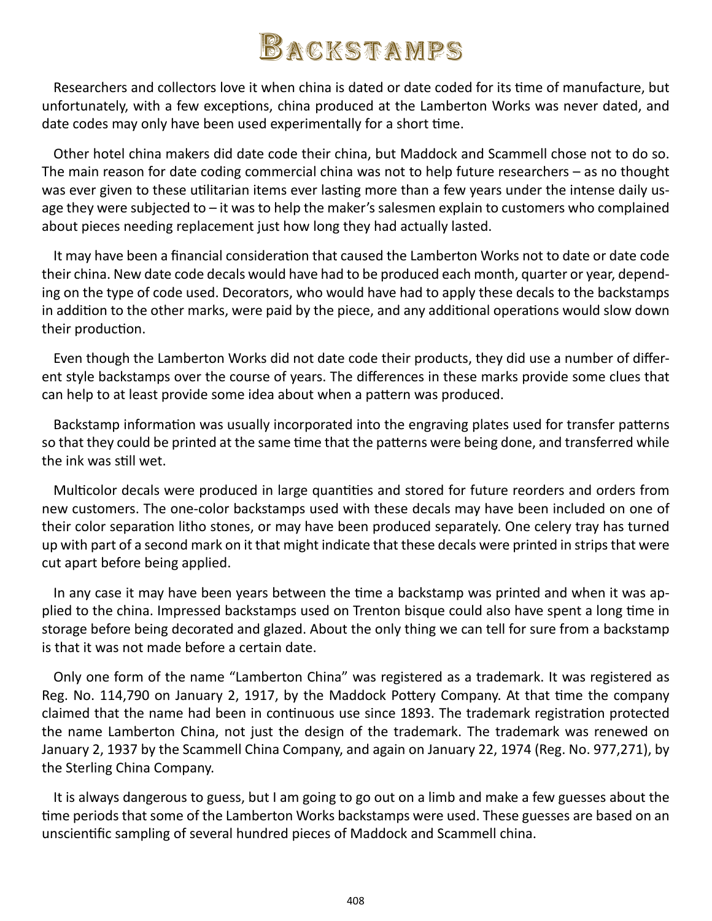# Backstamps

Researchers and collectors love it when china is dated or date coded for its time of manufacture, but unfortunately, with a few exceptions, china produced at the Lamberton Works was never dated, and date codes may only have been used experimentally for a short time.

Other hotel china makers did date code their china, but Maddock and Scammell chose not to do so. The main reason for date coding commercial china was not to help future researchers – as no thought was ever given to these utilitarian items ever lasting more than a few years under the intense daily usage they were subjected to – it was to help the maker's salesmen explain to customers who complained about pieces needing replacement just how long they had actually lasted.

It may have been a financial consideration that caused the Lamberton Works not to date or date code their china. New date code decals would have had to be produced each month, quarter or year, depending on the type of code used. Decorators, who would have had to apply these decals to the backstamps in addition to the other marks, were paid by the piece, and any additional operations would slow down their production.

Even though the Lamberton Works did not date code their products, they did use a number of different style backstamps over the course of years. The differences in these marks provide some clues that can help to at least provide some idea about when a pattern was produced.

Backstamp information was usually incorporated into the engraving plates used for transfer patterns so that they could be printed at the same time that the patterns were being done, and transferred while the ink was still wet.

Multicolor decals were produced in large quantities and stored for future reorders and orders from new customers. The one-color backstamps used with these decals may have been included on one of their color separation litho stones, or may have been produced separately. One celery tray has turned up with part of a second mark on it that might indicate that these decals were printed in strips that were cut apart before being applied.

In any case it may have been years between the time a backstamp was printed and when it was applied to the china. Impressed backstamps used on Trenton bisque could also have spent a long time in storage before being decorated and glazed. About the only thing we can tell for sure from a backstamp is that it was not made before a certain date.

Only one form of the name "Lamberton China" was registered as a trademark. It was registered as Reg. No. 114,790 on January 2, 1917, by the Maddock Pottery Company. At that time the company claimed that the name had been in continuous use since 1893. The trademark registration protected the name Lamberton China, not just the design of the trademark. The trademark was renewed on January 2, 1937 by the Scammell China Company, and again on January 22, 1974 (Reg. No. 977,271), by the Sterling China Company.

It is always dangerous to guess, but I am going to go out on a limb and make a few guesses about the time periods that some of the Lamberton Works backstamps were used. These guesses are based on an unscientific sampling of several hundred pieces of Maddock and Scammell china.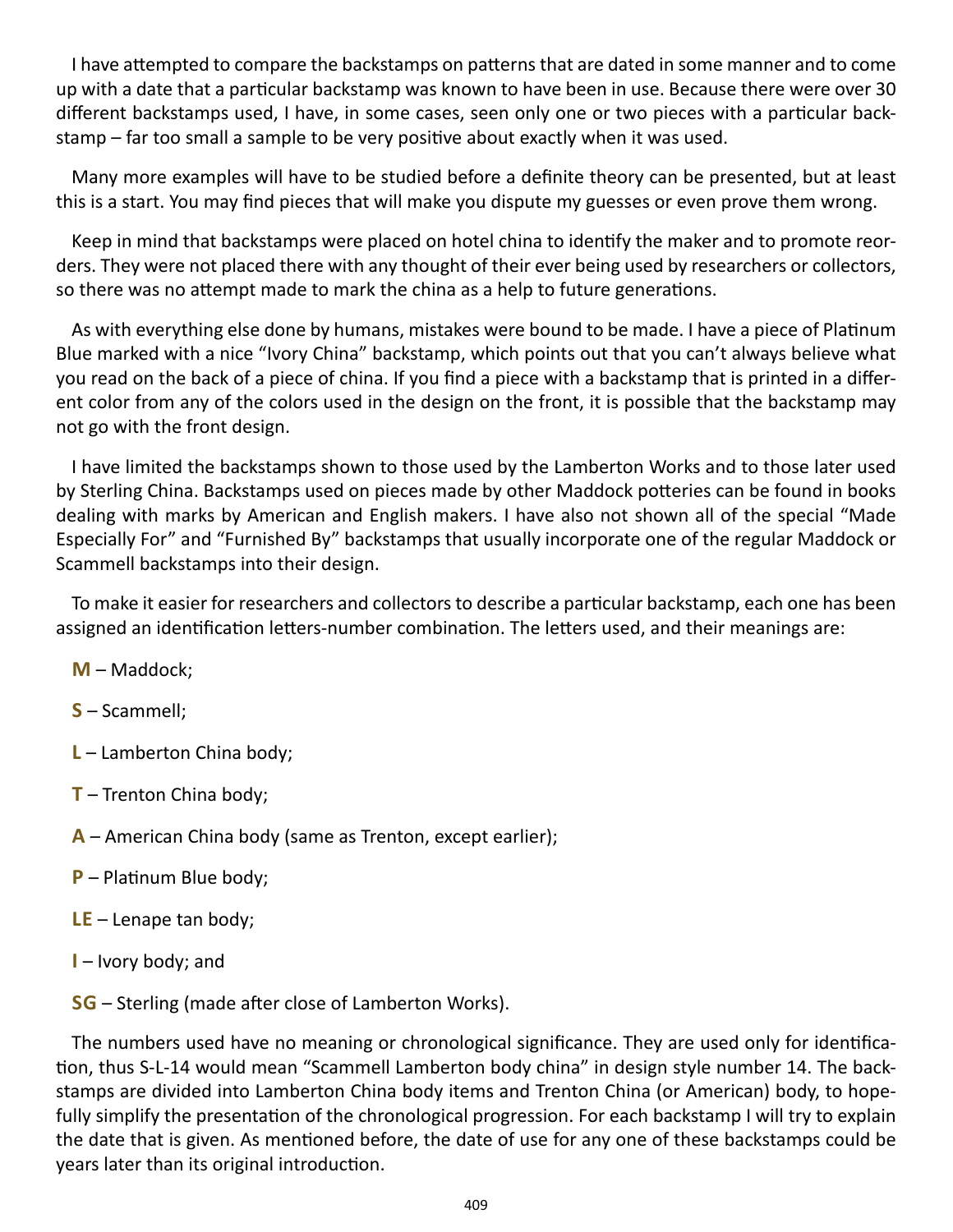I have attempted to compare the backstamps on patterns that are dated in some manner and to come up with a date that a particular backstamp was known to have been in use. Because there were over 30 different backstamps used, I have, in some cases, seen only one or two pieces with a particular backstamp – far too small a sample to be very positive about exactly when it was used.

Many more examples will have to be studied before a definite theory can be presented, but at least this is a start. You may find pieces that will make you dispute my guesses or even prove them wrong.

Keep in mind that backstamps were placed on hotel china to identify the maker and to promote reorders. They were not placed there with any thought of their ever being used by researchers or collectors, so there was no attempt made to mark the china as a help to future generations.

As with everything else done by humans, mistakes were bound to be made. I have a piece of Platinum Blue marked with a nice "Ivory China" backstamp, which points out that you can't always believe what you read on the back of a piece of china. If you find a piece with a backstamp that is printed in a different color from any of the colors used in the design on the front, it is possible that the backstamp may not go with the front design.

I have limited the backstamps shown to those used by the Lamberton Works and to those later used by Sterling China. Backstamps used on pieces made by other Maddock potteries can be found in books dealing with marks by American and English makers. I have also not shown all of the special "Made Especially For" and "Furnished By" backstamps that usually incorporate one of the regular Maddock or Scammell backstamps into their design.

To make it easier for researchers and collectors to describe a particular backstamp, each one has been assigned an identification letters-number combination. The letters used, and their meanings are:

**M** – Maddock;

**S** – Scammell;

**L** – Lamberton China body;

**T** – Trenton China body;

**A** – American China body (same as Trenton, except earlier);

**P** – Platinum Blue body;

**LE** – Lenape tan body;

**I** – Ivory body; and

**SG** – Sterling (made after close of Lamberton Works).

The numbers used have no meaning or chronological significance. They are used only for identification, thus S-L-14 would mean "Scammell Lamberton body china" in design style number 14. The backstamps are divided into Lamberton China body items and Trenton China (or American) body, to hopefully simplify the presentation of the chronological progression. For each backstamp I will try to explain the date that is given. As mentioned before, the date of use for any one of these backstamps could be years later than its original introduction.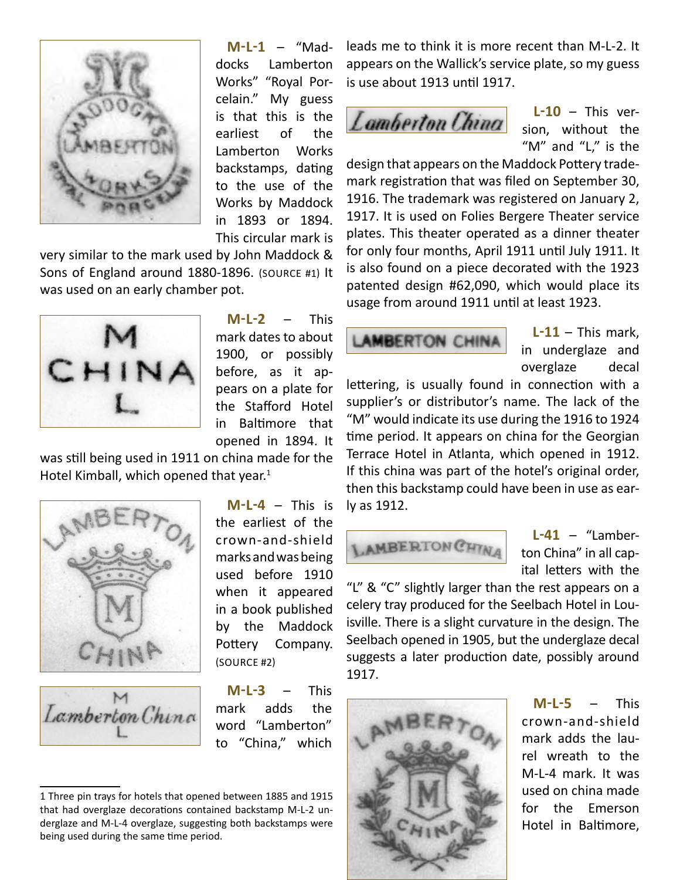**M-L-1** – "Maddocks Lamberton Works" "Royal Porcelain." My guess is that this is the earliest of the Lamberton Works backstamps, dating to the use of the Works by Maddock in 1893 or 1894. This circular mark is very similar to the mark used by John Maddock & Sons of England around 1880-1896. (SOURCE #1) It was used on an early chamber pot.

**M-L-2** – This mark dates to about 1900, or possibly before, as it appears on a plate for the Stafford Hotel in Baltimore that opened in 1894. It was still being used in 1911 on china made for the Hotel Kimball, which opened that year.[1]

**M-L-4** – This is the earliest of the crown-and-shield marks and was being used before 1910 when it appeared in a book published by the Maddock Pottery Company. (SOURCE #2)

**M-L-3** – This mark adds the word "Lamberton" to "China," which leads me to think it is more recent than M-L-2. It appears on the Wallick's service plate, so my guess is use about 1913 until 1917.

**L-10** – This version, without the "M" and "L," is the design that appears on the Maddock Pottery trademark registration that was filed on September 30, 1916. The trademark was registered on January 2, 1917. It is used on Folies Bergere Theater service plates. This theater operated as a dinner theater for only four months, April 1911 until July 1911. It is also found on a piece decorated with the 1923 patented design #62,090, which would place its usage from around 1911 until at least 1923.

**L-11** – This mark, in underglaze and overglaze decal lettering, is usually found in connection with a supplier's or distributor's name. The lack of the "M" would indicate its use during the 1916 to 1924 time period. It appears on china for the Georgian Terrace Hotel in Atlanta, which opened in 1912. If this china was part of the hotel's original order, then this backstamp could have been in use as early as 1912.

**L-41** – "Lamberton China" in all capital letters with the "L" & "C" slightly larger than the rest appears on a celery tray produced for the Seelbach Hotel in Louisville. There is a slight curvature in the design. The Seelbach opened in 1905, but the underglaze decal suggests a later production date, possibly around 1917.

**M-L-5** – This crown-and-shield mark adds the laurel wreath to the M-L-4 mark. It was used on china made for the Emerson Hotel in Baltimore,

---

1 Three pin trays for hotels that opened between 1885 and 1915 that had overglaze decorations contained backstamp M-L-2 underglaze and M-L-4 overglaze, suggesting both backstamps were being used during the same time period.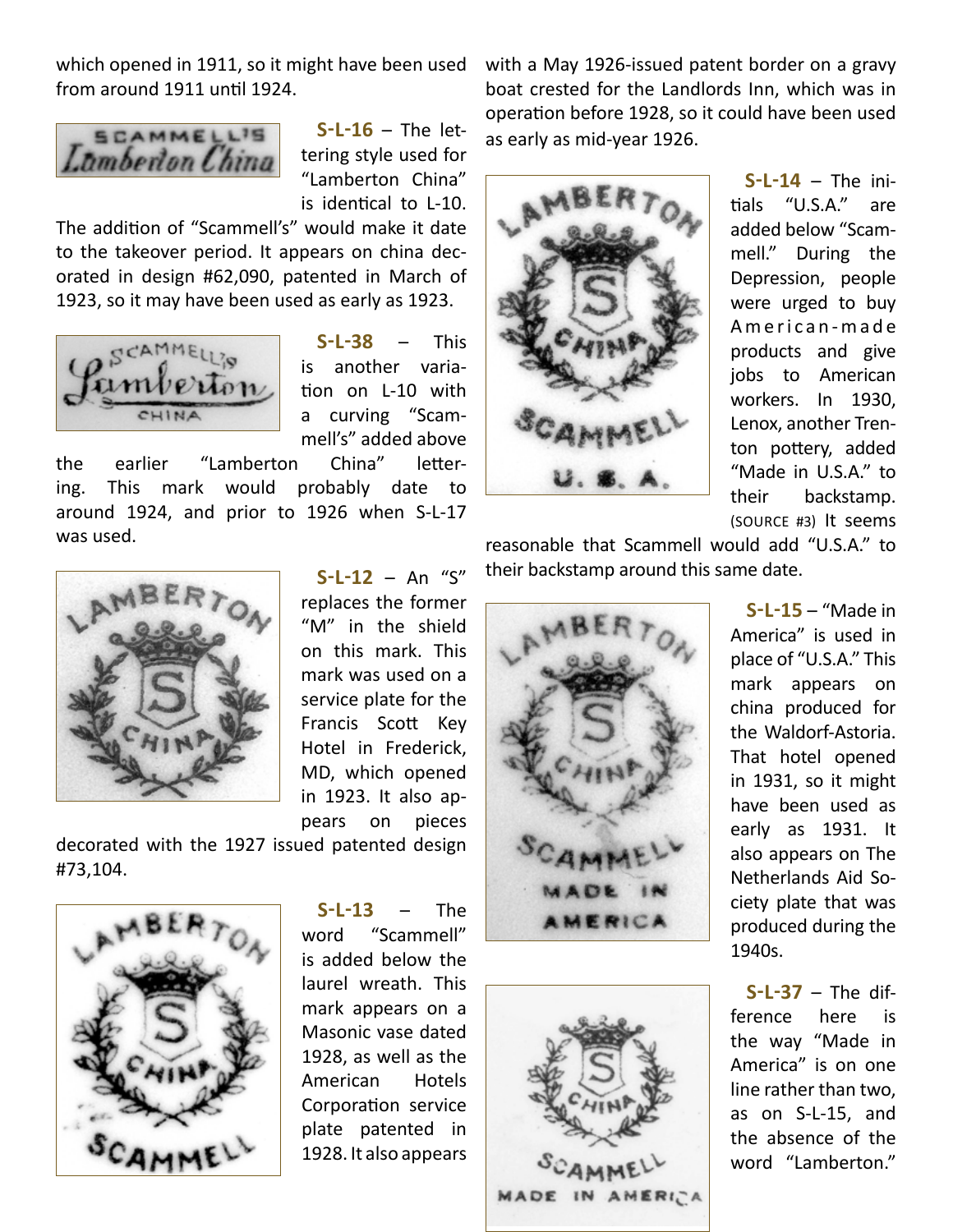which opened in 1911, so it might have been used from around 1911 until 1924.

**S-L-16** – The lettering style used for "Lamberton China" is identical to L-10. The addition of "Scammell's" would make it date to the takeover period. It appears on china decorated in design #62,090, patented in March of 1923, so it may have been used as early as 1923.

**S-L-38** – This is another variation on L-10 with a curving "Scammell's" added above the earlier "Lamberton China" lettering. This mark would probably date to around 1924, and prior to 1926 when S-L-17 was used.

**S-L-12** – An "S" replaces the former "M" in the shield on this mark. This mark was used on a service plate for the Francis Scott Key Hotel in Frederick, MD, which opened in 1923. It also appears on pieces decorated with the 1927 issued patented design #73,104.

**S-L-13** – The word "Scammell" is added below the laurel wreath. This mark appears on a Masonic vase dated 1928, as well as the American Hotels Corporation service plate patented in 1928. It also appears with a May 1926-issued patent border on a gravy boat crested for the Landlords Inn, which was in operation before 1928, so it could have been used as early as mid-year 1926.

**S-L-14** – The initials "U.S.A." are added below "Scammell." During the Depression, people were urged to buy American-made products and give jobs to American workers. In 1930, Lenox, another Trenton pottery, added "Made in U.S.A." to their backstamp. (SOURCE #3) It seems reasonable that Scammell would add "U.S.A." to their backstamp around this same date.

**S-L-15** – "Made in America" is used in place of "U.S.A." This mark appears on china produced for the Waldorf-Astoria. That hotel opened in 1931, so it might have been used as early as 1931. It also appears on The Netherlands Aid Society plate that was produced during the 1940s.

**S-L-37** – The difference here is the way "Made in America" is on one line rather than two, as on S-L-15, and the absence of the word "Lamberton."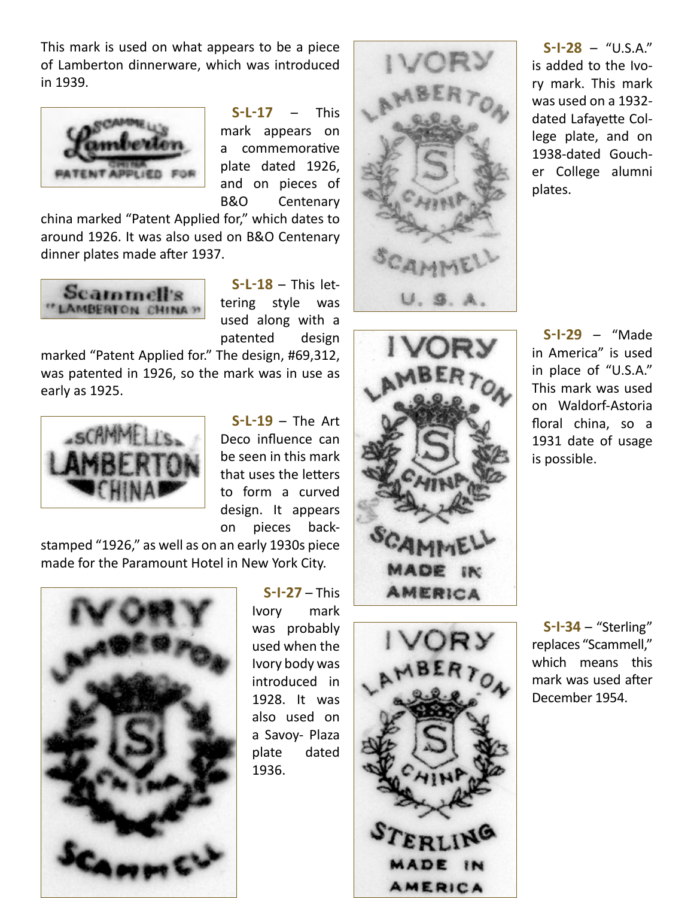This mark is used on what appears to be a piece of Lamberton dinnerware, which was introduced in 1939.

**S-L-17** – This mark appears on a commemorative plate dated 1926, and on pieces of B&O Centenary china marked "Patent Applied for," which dates to around 1926. It was also used on B&O Centenary dinner plates made after 1937.

**S-L-18** – This lettering style was used along with a patented design marked "Patent Applied for." The design, #69,312, was patented in 1926, so the mark was in use as early as 1925.

**S-L-19** – The Art Deco influence can be seen in this mark that uses the letters to form a curved design. It appears on pieces backstamped "1926," as well as on an early 1930s piece made for the Paramount Hotel in New York City.

**S-I-27** – This Ivory mark was probably used when the Ivory body was introduced in 1928. It was also used on a Savoy- Plaza plate dated 1936.

**S-I-28** – "U.S.A." is added to the Ivory mark. This mark was used on a 1932-dated Lafayette College plate, and on 1938-dated Goucher College alumni plates.

**S-I-29** – "Made in America" is used in place of "U.S.A." This mark was used on Waldorf-Astoria floral china, so a 1931 date of usage is possible.

**S-I-34** – "Sterling" replaces "Scammell," which means this mark was used after December 1954.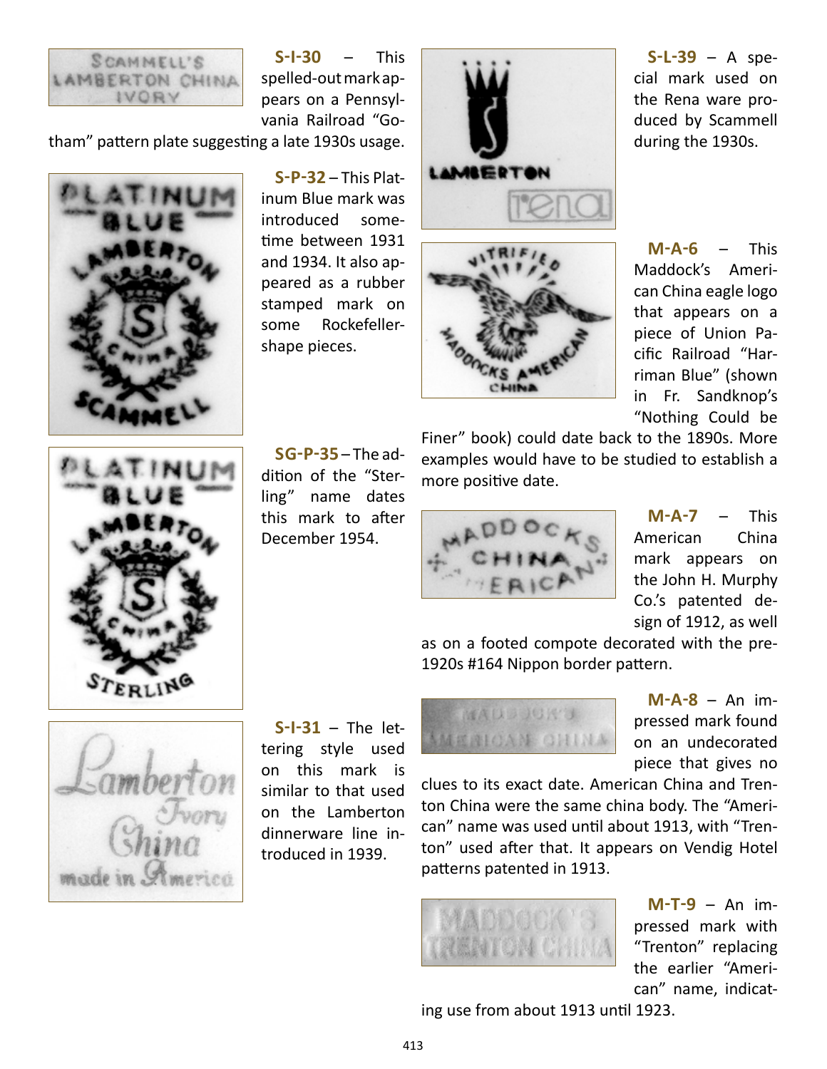**S-I-30** – This spelled-out mark appears on a Pennsylvania Railroad "Gotham" pattern plate suggesting a late 1930s usage.

**S-P-32** – This Platinum Blue mark was introduced sometime between 1931 and 1934. It also appeared as a rubber stamped mark on some Rockefeller-shape pieces.

**SG-P-35** – The addition of the "Sterling" name dates this mark to after December 1954.

**S-I-31** – The lettering style used on this mark is similar to that used on the Lamberton dinnerware line introduced in 1939.

**S-L-39** – A special mark used on the Rena ware produced by Scammell during the 1930s.

**M-A-6** – This Maddock's American China eagle logo that appears on a piece of Union Pacific Railroad "Harriman Blue" (shown in Fr. Sandknop's "Nothing Could be Finer" book) could date back to the 1890s. More examples would have to be studied to establish a more positive date.

**M-A-7** – This American China mark appears on the John H. Murphy Co.'s patented design of 1912, as well as on a footed compote decorated with the pre-1920s #164 Nippon border pattern.

**M-A-8** – An impressed mark found on an undecorated piece that gives no clues to its exact date. American China and Trenton China were the same china body. The "American" name was used until about 1913, with "Trenton" used after that. It appears on Vendig Hotel patterns patented in 1913.

**M-T-9** – An impressed mark with "Trenton" replacing the earlier "American" name, indicating use from about 1913 until 1923.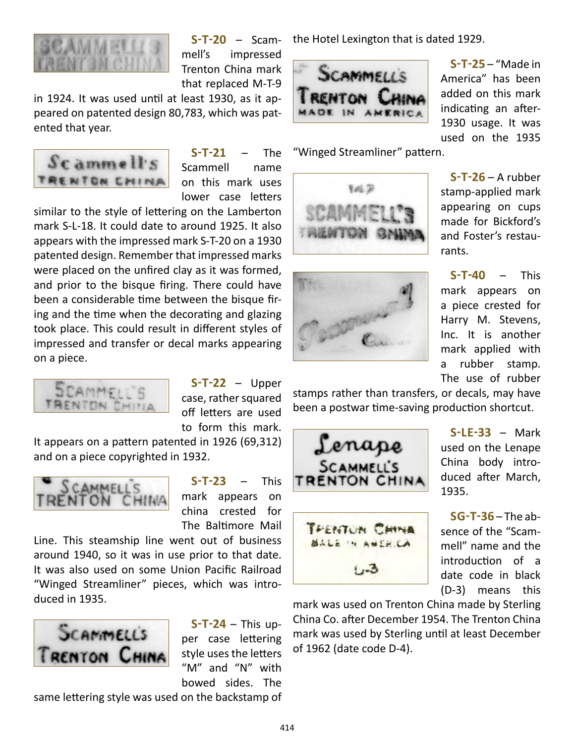**S-T-20** – Scammell's impressed Trenton China mark that replaced M-T-9 in 1924. It was used until at least 1930, as it appeared on patented design 80,783, which was patented that year.

**S-T-21** – The Scammell name on this mark uses lower case letters similar to the style of lettering on the Lamberton mark S-L-18. It could date to around 1925. It also appears with the impressed mark S-T-20 on a 1930 patented design. Remember that impressed marks were placed on the unfired clay as it was formed, and prior to the bisque firing. There could have been a considerable time between the bisque firing and the time when the decorating and glazing took place. This could result in different styles of impressed and transfer or decal marks appearing on a piece.

**S-T-22** – Upper case, rather squared off letters are used to form this mark. It appears on a pattern patented in 1926 (69,312) and on a piece copyrighted in 1932.

**S-T-23** – This mark appears on china crested for The Baltimore Mail Line. This steamship line went out of business around 1940, so it was in use prior to that date. It was also used on some Union Pacific Railroad "Winged Streamliner" pieces, which was introduced in 1935.

**S-T-24** – This upper case lettering style uses the letters "M" and "N" with bowed sides. The same lettering style was used on the backstamp of the Hotel Lexington that is dated 1929.

**S-T-25** – "Made in America" has been added on this mark indicating an after-1930 usage. It was used on the 1935 "Winged Streamliner" pattern.

**S-T-26** – A rubber stamp-applied mark appearing on cups made for Bickford's and Foster's restaurants.

**S-T-40** – This mark appears on a piece crested for Harry M. Stevens, Inc. It is another mark applied with a rubber stamp. The use of rubber stamps rather than transfers, or decals, may have been a postwar time-saving production shortcut.

**S-LE-33** – Mark used on the Lenape China body introduced after March, 1935.

**SG-T-36** – The absence of the "Scammell" name and the introduction of a date code in black (D-3) means this mark was used on Trenton China made by Sterling China Co. after December 1954. The Trenton China mark was used by Sterling until at least December of 1962 (date code D-4).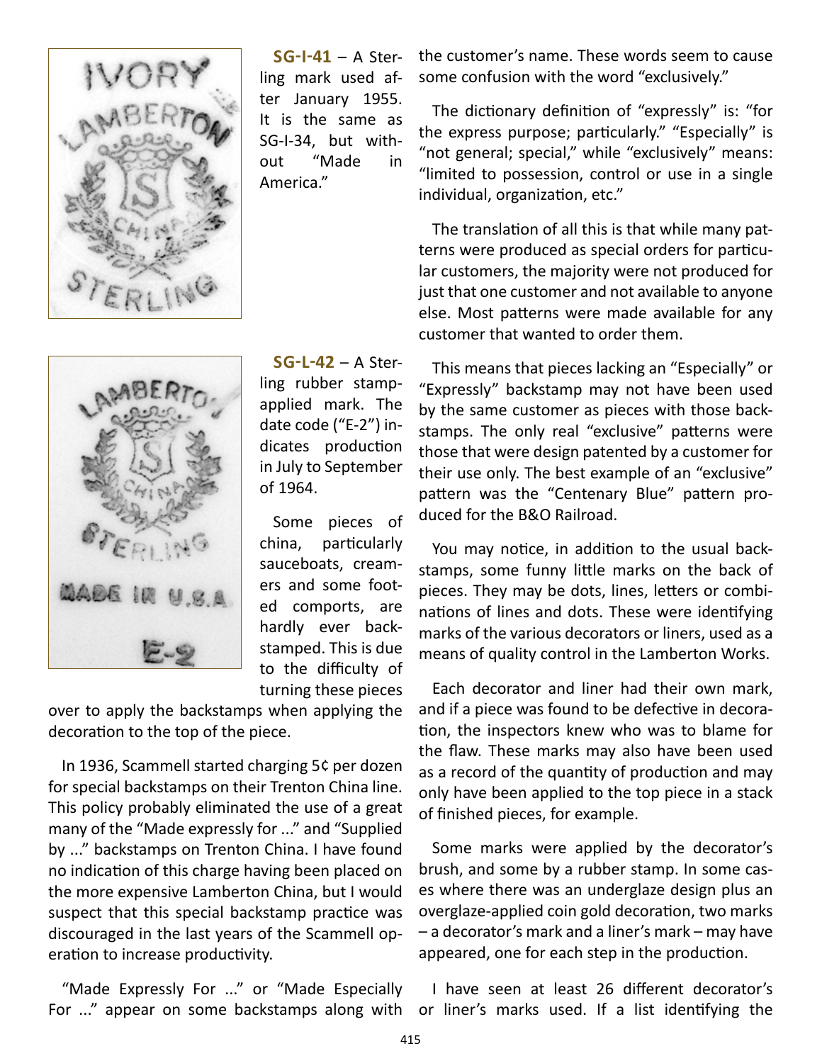**SG-I-41** – A Sterling mark used after January 1955. It is the same as SG-I-34, but without "Made in America."

**SG-L-42** – A Sterling rubber stamp-applied mark. The date code ("E-2") indicates production in July to September of 1964.

Some pieces of china, particularly sauceboats, creamers and some footed comports, are hardly ever backstamped. This is due to the difficulty of turning these pieces over to apply the backstamps when applying the decoration to the top of the piece.

In 1936, Scammell started charging 5¢ per dozen for special backstamps on their Trenton China line. This policy probably eliminated the use of a great many of the "Made expressly for ..." and "Supplied by ..." backstamps on Trenton China. I have found no indication of this charge having been placed on the more expensive Lamberton China, but I would suspect that this special backstamp practice was discouraged in the last years of the Scammell operation to increase productivity.

"Made Expressly For ..." or "Made Especially For ..." appear on some backstamps along with the customer's name. These words seem to cause some confusion with the word "exclusively."

The dictionary definition of "expressly" is: "for the express purpose; particularly." "Especially" is "not general; special," while "exclusively" means: "limited to possession, control or use in a single individual, organization, etc."

The translation of all this is that while many patterns were produced as special orders for particular customers, the majority were not produced for just that one customer and not available to anyone else. Most patterns were made available for any customer that wanted to order them.

This means that pieces lacking an "Especially" or "Expressly" backstamp may not have been used by the same customer as pieces with those backstamps. The only real "exclusive" patterns were those that were design patented by a customer for their use only. The best example of an "exclusive" pattern was the "Centenary Blue" pattern produced for the B&O Railroad.

You may notice, in addition to the usual backstamps, some funny little marks on the back of pieces. They may be dots, lines, letters or combinations of lines and dots. These were identifying marks of the various decorators or liners, used as a means of quality control in the Lamberton Works.

Each decorator and liner had their own mark, and if a piece was found to be defective in decoration, the inspectors knew who was to blame for the flaw. These marks may also have been used as a record of the quantity of production and may only have been applied to the top piece in a stack of finished pieces, for example.

Some marks were applied by the decorator's brush, and some by a rubber stamp. In some cases where there was an underglaze design plus an overglaze-applied coin gold decoration, two marks – a decorator's mark and a liner's mark – may have appeared, one for each step in the production.

I have seen at least 26 different decorator's or liner's marks used. If a list identifying the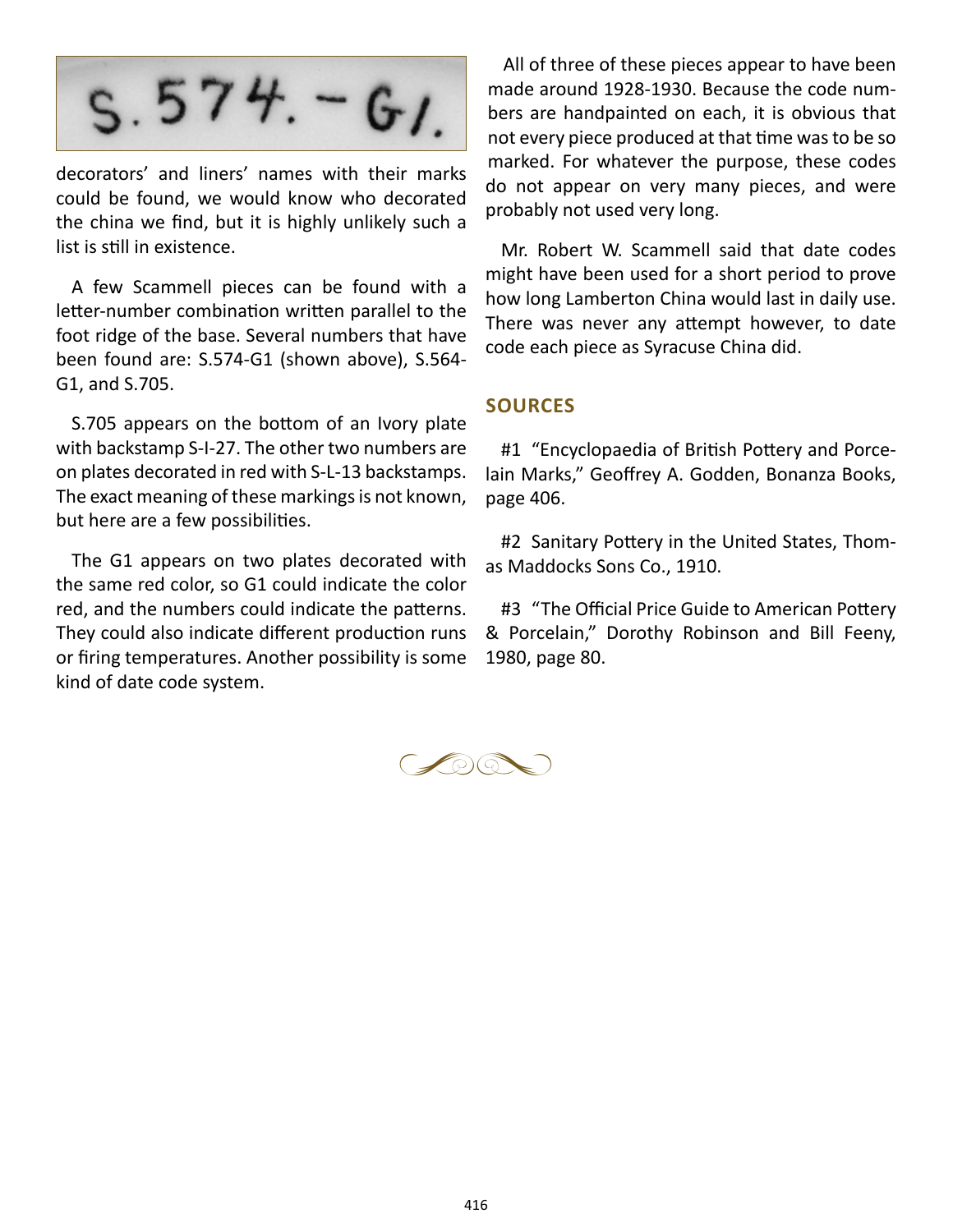decorators' and liners' names with their marks could be found, we would know who decorated the china we find, but it is highly unlikely such a list is still in existence.

A few Scammell pieces can be found with a letter-number combination written parallel to the foot ridge of the base. Several numbers that have been found are: S.574-G1 (shown above), S.564-G1, and S.705.

S.705 appears on the bottom of an Ivory plate with backstamp S-I-27. The other two numbers are on plates decorated in red with S-L-13 backstamps. The exact meaning of these markings is not known, but here are a few possibilities.

The G1 appears on two plates decorated with the same red color, so G1 could indicate the color red, and the numbers could indicate the patterns. They could also indicate different production runs or firing temperatures. Another possibility is some kind of date code system.

All of three of these pieces appear to have been made around 1928-1930. Because the code numbers are handpainted on each, it is obvious that not every piece produced at that time was to be so marked. For whatever the purpose, these codes do not appear on very many pieces, and were probably not used very long.

Mr. Robert W. Scammell said that date codes might have been used for a short period to prove how long Lamberton China would last in daily use. There was never any attempt however, to date code each piece as Syracuse China did.

## SOURCES

#1 "Encyclopaedia of British Pottery and Porcelain Marks," Geoffrey A. Godden, Bonanza Books, page 406.

#2 Sanitary Pottery in the United States, Thomas Maddocks Sons Co., 1910.

#3 "The Official Price Guide to American Pottery & Porcelain," Dorothy Robinson and Bill Feeny, 1980, page 80.